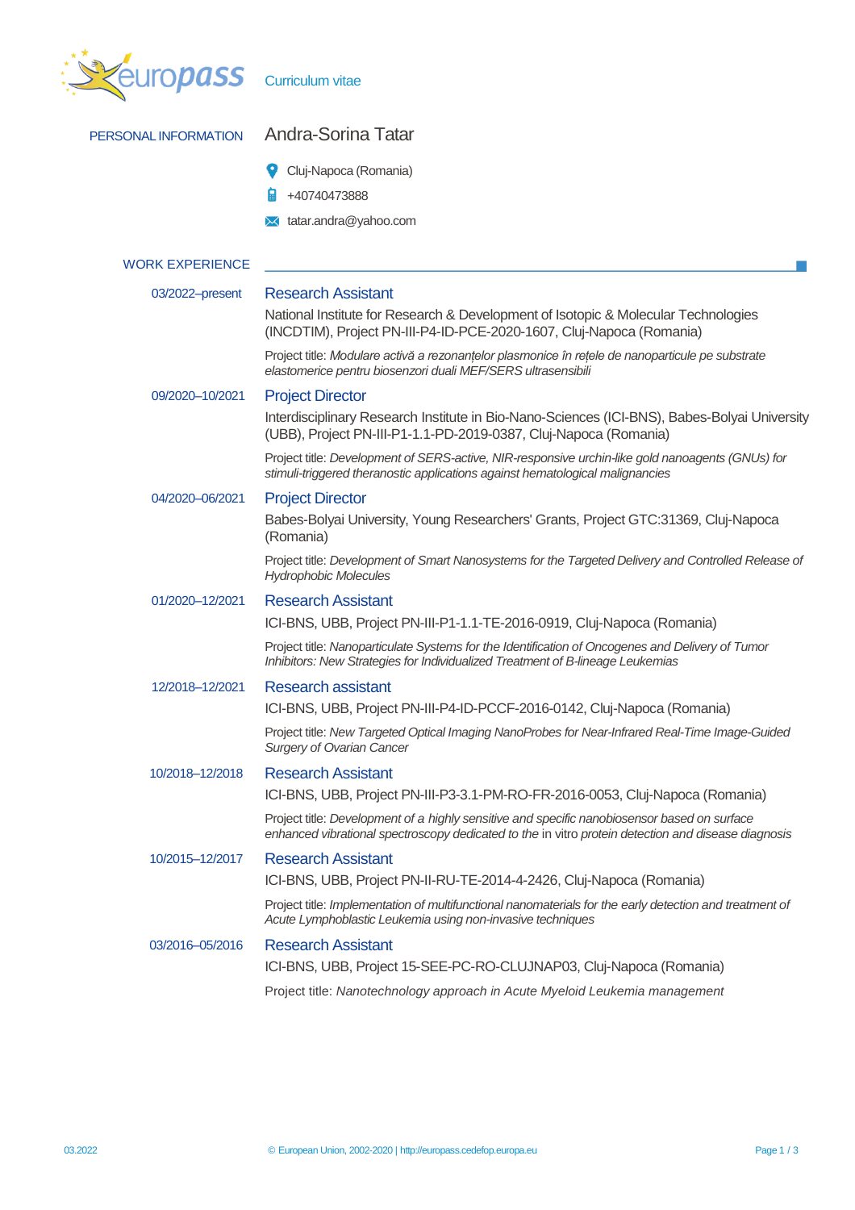Curriculum vitae

## PERSONAL INFORMATION

# Andra-Sorina Tatar

Cluj-Napoca (Romania)

+40740473888

tatar.andra@yahoo.com

## WORK EXPERIENCE

03/2022–present

### Research Assistant

National Institute for Research & Development of Isotopic & Molecular Technologies (INCDTIM), Project PN-III-P4-ID-PCE-2020-1607, Cluj-Napoca (Romania)

Project title: *Modulare activă a rezonanțelor plasmonice în rețele de nanoparticule pe substrate elastomerice pentru biosenzori duali MEF/SERS ultrasensibili*

09/2020–10/2021

### Project Director

Interdisciplinary Research Institute in Bio-Nano-Sciences (ICI-BNS), Babes-Bolyai University (UBB), Project PN-III-P1-1.1-PD-2019-0387, Cluj-Napoca (Romania)

Project title: *Development of SERS-active, NIR-responsive urchin-like gold nanoagents (GNUs) for stimuli-triggered theranostic applications against hematological malignancies*

04/2020–06/2021

### Project Director

Babes-Bolyai University, Young Researchers' Grants, Project GTC:31369, Cluj-Napoca (Romania)

Project title: *Development of Smart Nanosystems for the Targeted Delivery and Controlled Release of Hydrophobic Molecules*

01/2020–12/2021

### Research Assistant

ICI-BNS, UBB, Project PN-III-P1-1.1-TE-2016-0919, Cluj-Napoca (Romania)

Project title: *Nanoparticulate Systems for the Identification of Oncogenes and Delivery of Tumor Inhibitors: New Strategies for Individualized Treatment of B-lineage Leukemias*

12/2018–12/2021

### Research assistant

ICI-BNS, UBB, Project PN-III-P4-ID-PCCF-2016-0142, Cluj-Napoca (Romania)

Project title: *New Targeted Optical Imaging NanoProbes for Near-Infrared Real-Time Image-Guided Surgery of Ovarian Cancer*

10/2018–12/2018

### Research Assistant

ICI-BNS, UBB, Project PN-III-P3-3.1-PM-RO-FR-2016-0053, Cluj-Napoca (Romania)

Project title: *Development of a highly sensitive and specific nanobiosensor based on surface enhanced vibrational spectroscopy dedicated to the* in vitro *protein detection and disease diagnosis*

10/2015–12/2017

### Research Assistant

ICI-BNS, UBB, Project PN-II-RU-TE-2014-4-2426, Cluj-Napoca (Romania)

Project title: *Implementation of multifunctional nanomaterials for the early detection and treatment of Acute Lymphoblastic Leukemia using non-invasive techniques*

03/2016–05/2016

### Research Assistant

ICI-BNS, UBB, Project 15-SEE-PC-RO-CLUJNAP03, Cluj-Napoca (Romania)

Project title: *Nanotechnology approach in Acute Myeloid Leukemia management*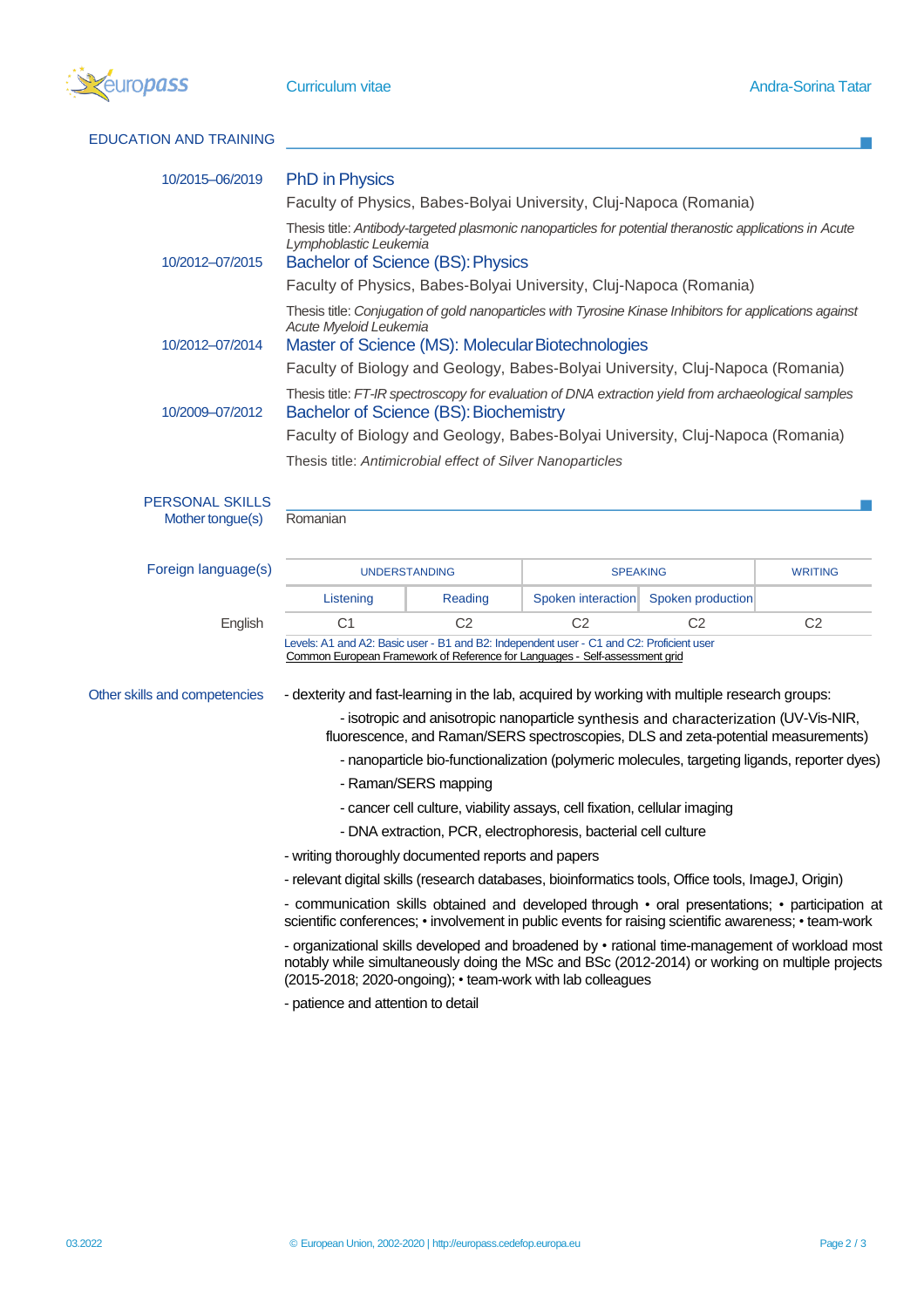## EDUCATION AND TRAINING

**10/2015–06/2019**

### PhD in Physics

Faculty of Physics, Babes-Bolyai University, Cluj-Napoca (Romania)

Thesis title: *Antibody-targeted plasmonic nanoparticles for potential theranostic applications in Acute Lymphoblastic Leukemia*

**10/2012–07/2015**

### Bachelor of Science (BS): Physics

Faculty of Physics, Babes-Bolyai University, Cluj-Napoca (Romania)

Thesis title: *Conjugation of gold nanoparticles with Tyrosine Kinase Inhibitors for applications against Acute Myeloid Leukemia*

**10/2012–07/2014**

### Master of Science (MS): Molecular Biotechnologies

Faculty of Biology and Geology, Babes-Bolyai University, Cluj-Napoca (Romania)

Thesis title: *FT-IR spectroscopy for evaluation of DNA extraction yield from archaeological samples*

**10/2009–07/2012**

### Bachelor of Science (BS): Biochemistry

Faculty of Biology and Geology, Babes-Bolyai University, Cluj-Napoca (Romania)

Thesis title: *Antimicrobial effect of Silver Nanoparticles*

## PERSONAL SKILLS

**Mother tongue(s)**: Romanian

**Foreign language(s)**

| | UNDERSTANDING | | SPEAKING | | WRITING |
|---|---|---|---|---|---|
| | Listening | Reading | Spoken interaction | Spoken production | |
| English | C1 | C2 | C2 | C2 | C2 |

Levels: A1 and A2: Basic user - B1 and B2: Independent user - C1 and C2: Proficient user
Common European Framework of Reference for Languages - Self-assessment grid

**Other skills and competencies**

- dexterity and fast-learning in the lab, acquired by working with multiple research groups:
  - isotropic and anisotropic nanoparticle synthesis and characterization (UV-Vis-NIR, fluorescence, and Raman/SERS spectroscopies, DLS and zeta-potential measurements)
  - nanoparticle bio-functionalization (polymeric molecules, targeting ligands, reporter dyes)
  - Raman/SERS mapping
  - cancer cell culture, viability assays, cell fixation, cellular imaging
  - DNA extraction, PCR, electrophoresis, bacterial cell culture
- writing thoroughly documented reports and papers
- relevant digital skills (research databases, bioinformatics tools, Office tools, ImageJ, Origin)
- communication skills obtained and developed through • oral presentations; • participation at scientific conferences; • involvement in public events for raising scientific awareness; • team-work
- organizational skills developed and broadened by • rational time-management of workload most notably while simultaneously doing the MSc and BSc (2012-2014) or working on multiple projects (2015-2018; 2020-ongoing); • team-work with lab colleagues
- patience and attention to detail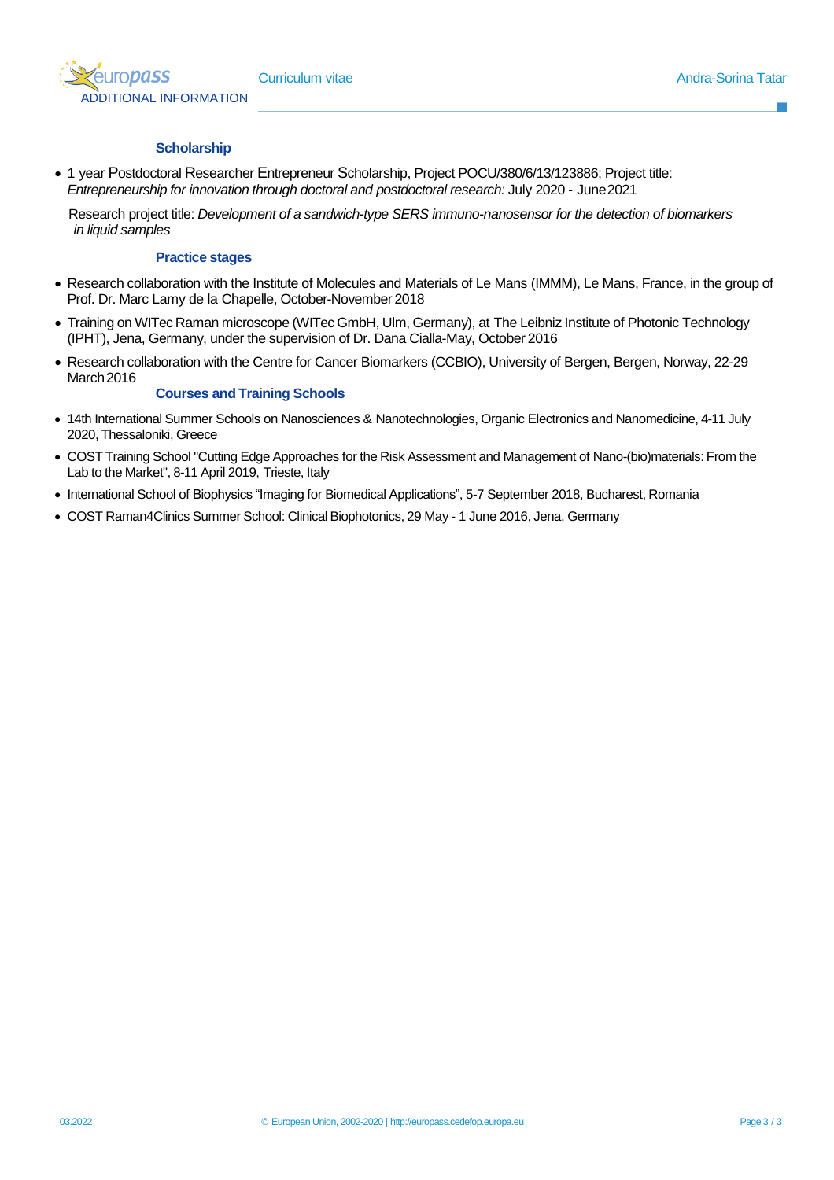ADDITIONAL INFORMATION

### Scholarship

- 1 year Postdoctoral Researcher Entrepreneur Scholarship, Project POCU/380/6/13/123886; Project title: *Entrepreneurship for innovation through doctoral and postdoctoral research:* July 2020 - June 2021

  Research project title: *Development of a sandwich-type SERS immuno-nanosensor for the detection of biomarkers in liquid samples*

### Practice stages

- Research collaboration with the Institute of Molecules and Materials of Le Mans (IMMM), Le Mans, France, in the group of Prof. Dr. Marc Lamy de la Chapelle, October-November 2018
- Training on WITec Raman microscope (WITec GmbH, Ulm, Germany), at The Leibniz Institute of Photonic Technology (IPHT), Jena, Germany, under the supervision of Dr. Dana Cialla-May, October 2016
- Research collaboration with the Centre for Cancer Biomarkers (CCBIO), University of Bergen, Bergen, Norway, 22-29 March 2016

### Courses and Training Schools

- 14th International Summer Schools on Nanosciences & Nanotechnologies, Organic Electronics and Nanomedicine, 4-11 July 2020, Thessaloniki, Greece
- COST Training School "Cutting Edge Approaches for the Risk Assessment and Management of Nano-(bio)materials: From the Lab to the Market", 8-11 April 2019, Trieste, Italy
- International School of Biophysics “Imaging for Biomedical Applications”, 5-7 September 2018, Bucharest, Romania
- COST Raman4Clinics Summer School: Clinical Biophotonics, 29 May - 1 June 2016, Jena, Germany